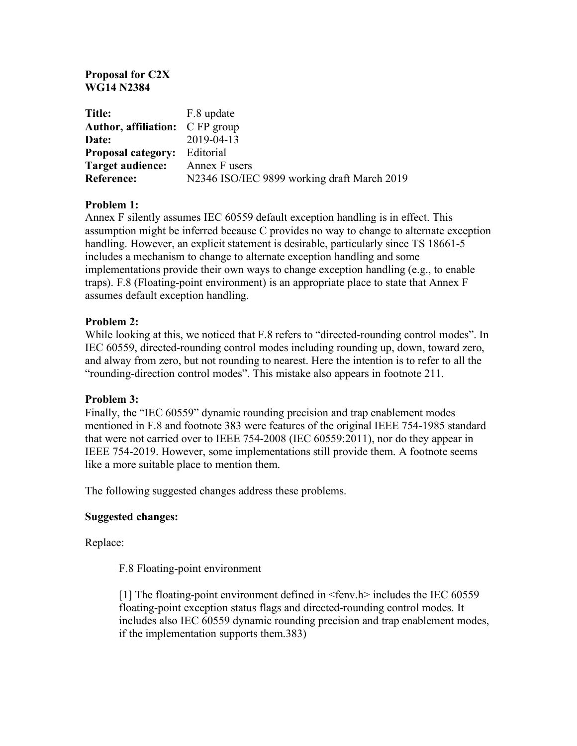**Proposal for C2X**
**WG14 N2384**

| | |
|---|---|
| **Title:** | F.8 update |
| **Author, affiliation:** | C FP group |
| **Date:** | 2019-04-13 |
| **Proposal category:** | Editorial |
| **Target audience:** | Annex F users |
| **Reference:** | N2346 ISO/IEC 9899 working draft March 2019 |

**Problem 1:**

Annex F silently assumes IEC 60559 default exception handling is in effect. This assumption might be inferred because C provides no way to change to alternate exception handling. However, an explicit statement is desirable, particularly since TS 18661-5 includes a mechanism to change to alternate exception handling and some implementations provide their own ways to change exception handling (e.g., to enable traps). F.8 (Floating-point environment) is an appropriate place to state that Annex F assumes default exception handling.

**Problem 2:**

While looking at this, we noticed that F.8 refers to "directed-rounding control modes". In IEC 60559, directed-rounding control modes including rounding up, down, toward zero, and alway from zero, but not rounding to nearest. Here the intention is to refer to all the "rounding-direction control modes". This mistake also appears in footnote 211.

**Problem 3:**

Finally, the "IEC 60559" dynamic rounding precision and trap enablement modes mentioned in F.8 and footnote 383 were features of the original IEEE 754-1985 standard that were not carried over to IEEE 754-2008 (IEC 60559:2011), nor do they appear in IEEE 754-2019. However, some implementations still provide them. A footnote seems like a more suitable place to mention them.

The following suggested changes address these problems.

**Suggested changes:**

Replace:

> F.8 Floating-point environment
>
> [1] The floating-point environment defined in <fenv.h> includes the IEC 60559 floating-point exception status flags and directed-rounding control modes. It includes also IEC 60559 dynamic rounding precision and trap enablement modes, if the implementation supports them.383)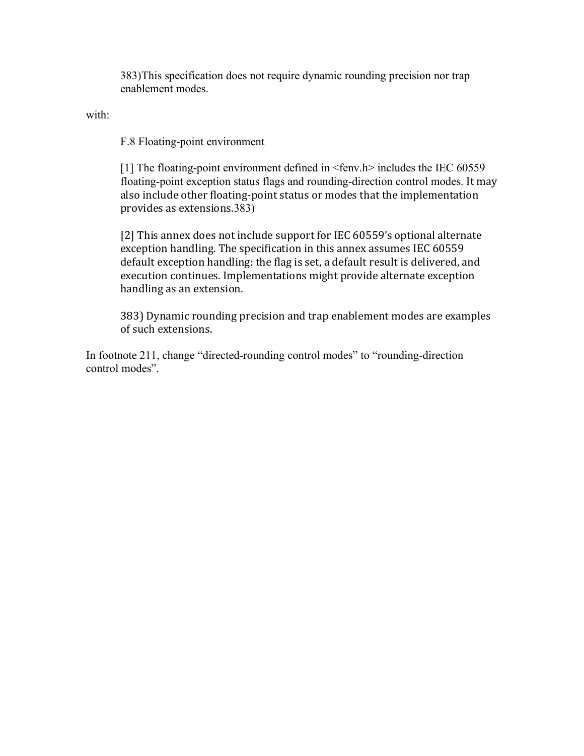383)This specification does not require dynamic rounding precision nor trap enablement modes.

with:

F.8 Floating-point environment

[1] The floating-point environment defined in <fenv.h> includes the IEC 60559 floating-point exception status flags and rounding-direction control modes. It may also include other floating-point status or modes that the implementation provides as extensions.383)

[2] This annex does not include support for IEC 60559's optional alternate exception handling. The specification in this annex assumes IEC 60559 default exception handling: the flag is set, a default result is delivered, and execution continues. Implementations might provide alternate exception handling as an extension.

383) Dynamic rounding precision and trap enablement modes are examples of such extensions.

In footnote 211, change "directed-rounding control modes" to "rounding-direction control modes".